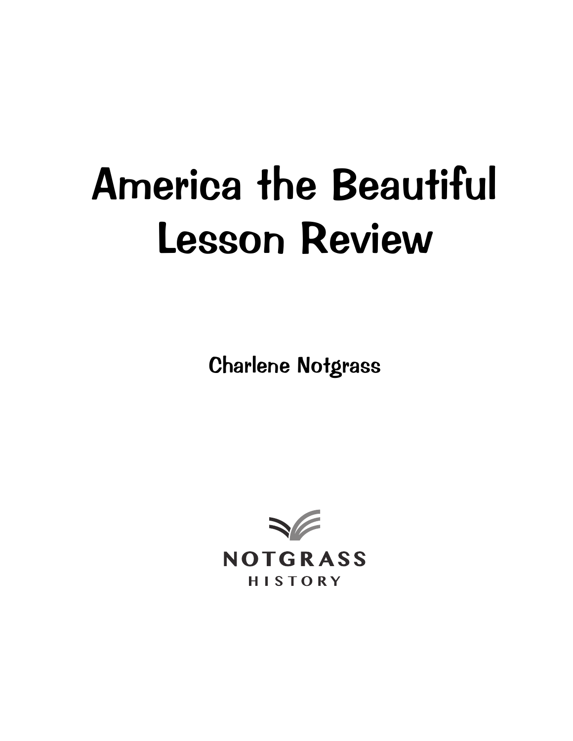# America the Beautiful Lesson Review

Charlene Notgrass

NOTGRASS HISTORY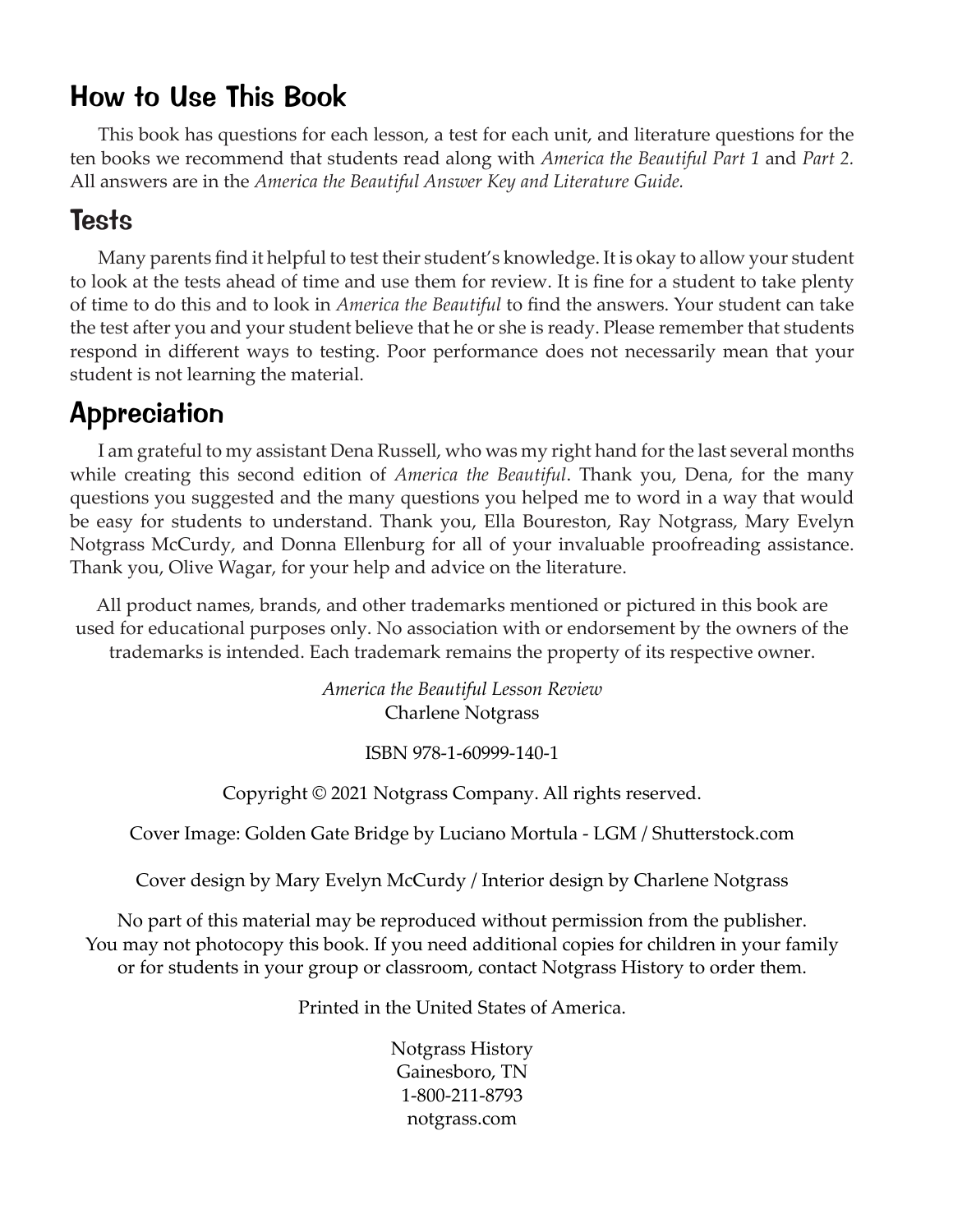## How to Use This Book

This book has questions for each lesson, a test for each unit, and literature questions for the ten books we recommend that students read along with *America the Beautiful Part 1* and *Part 2.* All answers are in the *America the Beautiful Answer Key and Literature Guide.*

## Tests

Many parents find it helpful to test their student's knowledge. It is okay to allow your student to look at the tests ahead of time and use them for review. It is fine for a student to take plenty of time to do this and to look in *America the Beautiful* to find the answers. Your student can take the test after you and your student believe that he or she is ready. Please remember that students respond in different ways to testing. Poor performance does not necessarily mean that your student is not learning the material.

## Appreciation

I am grateful to my assistant Dena Russell, who was my right hand for the last several months while creating this second edition of *America the Beautiful*. Thank you, Dena, for the many questions you suggested and the many questions you helped me to word in a way that would be easy for students to understand. Thank you, Ella Boureston, Ray Notgrass, Mary Evelyn Notgrass McCurdy, and Donna Ellenburg for all of your invaluable proofreading assistance. Thank you, Olive Wagar, for your help and advice on the literature.

All product names, brands, and other trademarks mentioned or pictured in this book are used for educational purposes only. No association with or endorsement by the owners of the trademarks is intended. Each trademark remains the property of its respective owner.

*America the Beautiful Lesson Review*
Charlene Notgrass

ISBN 978-1-60999-140-1

Copyright © 2021 Notgrass Company. All rights reserved.

Cover Image: Golden Gate Bridge by Luciano Mortula - LGM / Shutterstock.com

Cover design by Mary Evelyn McCurdy / Interior design by Charlene Notgrass

No part of this material may be reproduced without permission from the publisher.
You may not photocopy this book. If you need additional copies for children in your family or for students in your group or classroom, contact Notgrass History to order them.

Printed in the United States of America.

Notgrass History
Gainesboro, TN
1-800-211-8793
notgrass.com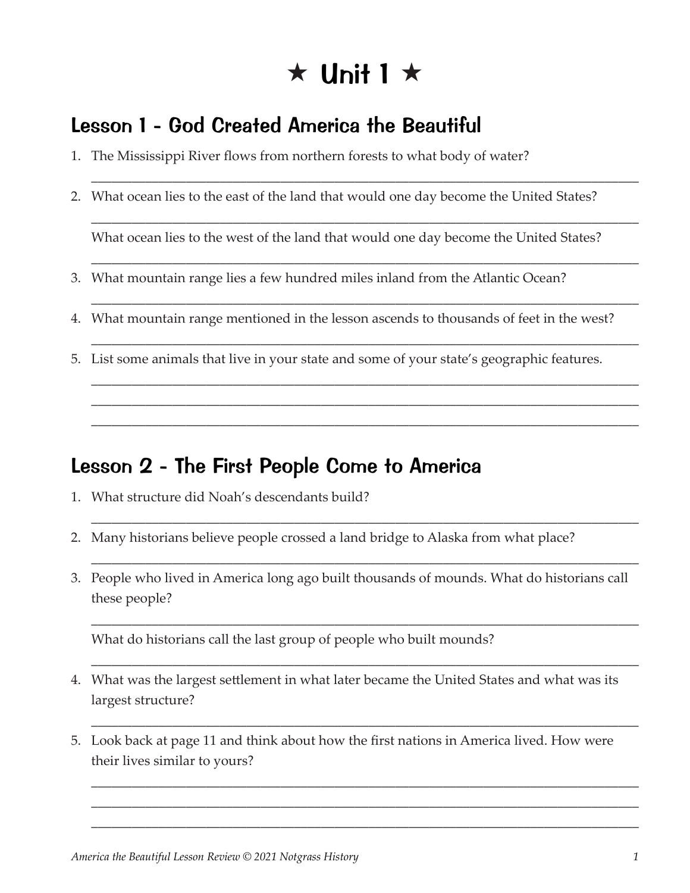# ★ Unit 1 ★

## Lesson 1 - God Created America the Beautiful

1. The Mississippi River flows from northern forests to what body of water?

   ______________________________________________________________________________

2. What ocean lies to the east of the land that would one day become the United States?

   ______________________________________________________________________________

   What ocean lies to the west of the land that would one day become the United States?

   ______________________________________________________________________________

3. What mountain range lies a few hundred miles inland from the Atlantic Ocean?

   ______________________________________________________________________________

4. What mountain range mentioned in the lesson ascends to thousands of feet in the west?

   ______________________________________________________________________________

5. List some animals that live in your state and some of your state's geographic features.

   ______________________________________________________________________________
   ______________________________________________________________________________
   ______________________________________________________________________________

## Lesson 2 - The First People Come to America

1. What structure did Noah's descendants build?

   ______________________________________________________________________________

2. Many historians believe people crossed a land bridge to Alaska from what place?

   ______________________________________________________________________________

3. People who lived in America long ago built thousands of mounds. What do historians call these people?

   ______________________________________________________________________________

   What do historians call the last group of people who built mounds?

   ______________________________________________________________________________

4. What was the largest settlement in what later became the United States and what was its largest structure?

   ______________________________________________________________________________

5. Look back at page 11 and think about how the first nations in America lived. How were their lives similar to yours?

   ______________________________________________________________________________
   ______________________________________________________________________________
   ______________________________________________________________________________

*America the Beautiful Lesson Review © 2021 Notgrass History*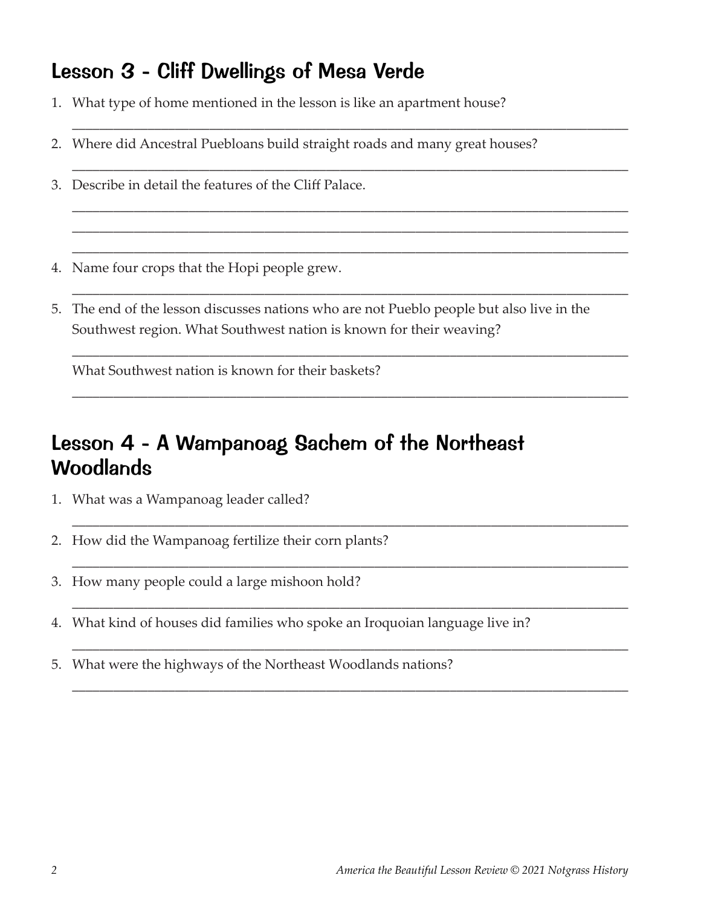## Lesson 3 - Cliff Dwellings of Mesa Verde

1. What type of home mentioned in the lesson is like an apartment house?

   ______________________________________________________________________________

2. Where did Ancestral Puebloans build straight roads and many great houses?

   ______________________________________________________________________________

3. Describe in detail the features of the Cliff Palace.

   ______________________________________________________________________________

   ______________________________________________________________________________

   ______________________________________________________________________________

4. Name four crops that the Hopi people grew.

   ______________________________________________________________________________

5. The end of the lesson discusses nations who are not Pueblo people but also live in the Southwest region. What Southwest nation is known for their weaving?

   ______________________________________________________________________________

   What Southwest nation is known for their baskets?

   ______________________________________________________________________________

## Lesson 4 - A Wampanoag Sachem of the Northeast Woodlands

1. What was a Wampanoag leader called?

   ______________________________________________________________________________

2. How did the Wampanoag fertilize their corn plants?

   ______________________________________________________________________________

3. How many people could a large mishoon hold?

   ______________________________________________________________________________

4. What kind of houses did families who spoke an Iroquoian language live in?

   ______________________________________________________________________________

5. What were the highways of the Northeast Woodlands nations?

   ______________________________________________________________________________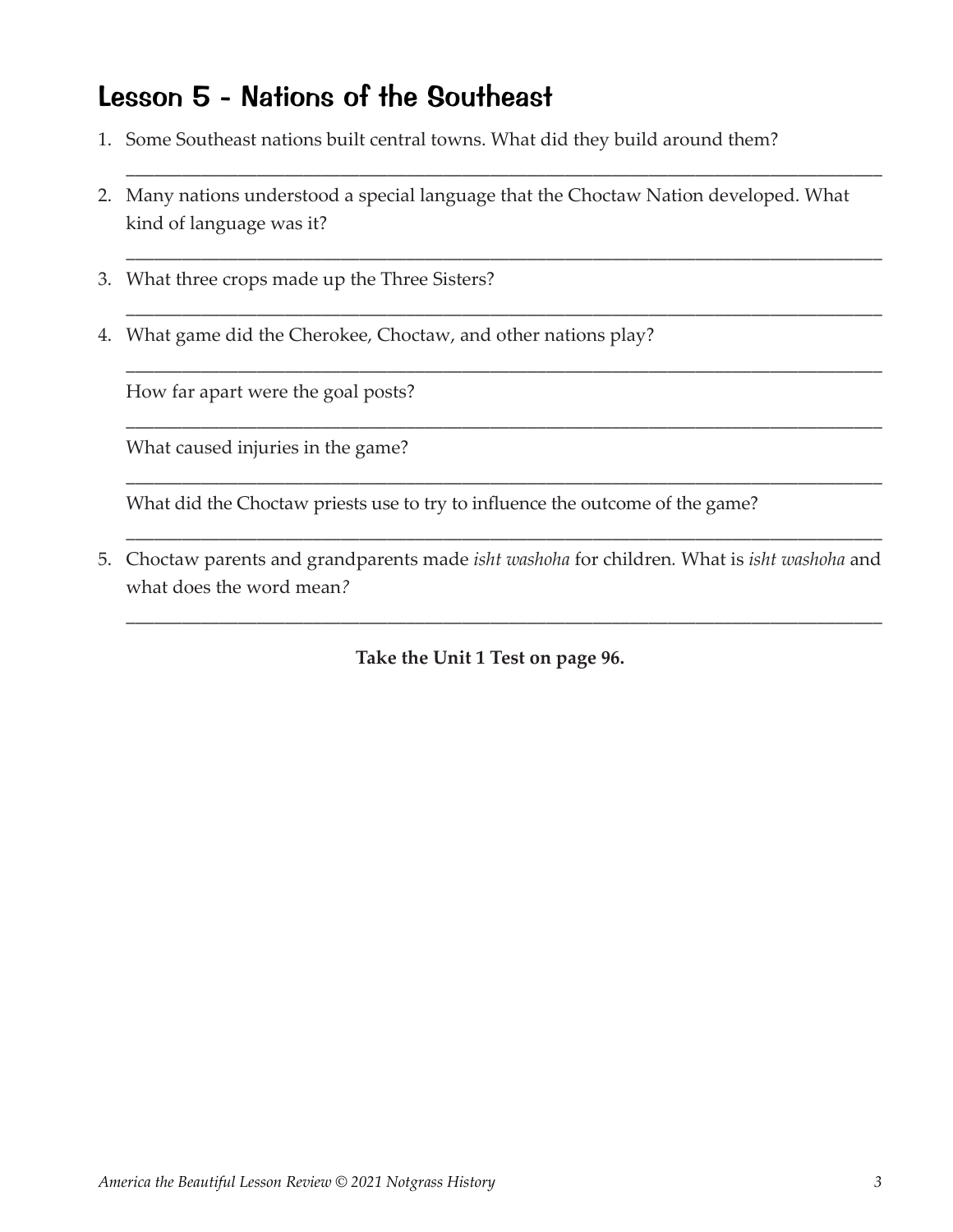## Lesson 5 - Nations of the Southeast

1. Some Southeast nations built central towns. What did they build around them?

   ______________________________________________________________________________

2. Many nations understood a special language that the Choctaw Nation developed. What kind of language was it?

   ______________________________________________________________________________

3. What three crops made up the Three Sisters?

   ______________________________________________________________________________

4. What game did the Cherokee, Choctaw, and other nations play?

   ______________________________________________________________________________

   How far apart were the goal posts?

   ______________________________________________________________________________

   What caused injuries in the game?

   ______________________________________________________________________________

   What did the Choctaw priests use to try to influence the outcome of the game?

   ______________________________________________________________________________

5. Choctaw parents and grandparents made *isht washoha* for children. What is *isht washoha* and what does the word mean?

   ______________________________________________________________________________

**Take the Unit 1 Test on page 96.**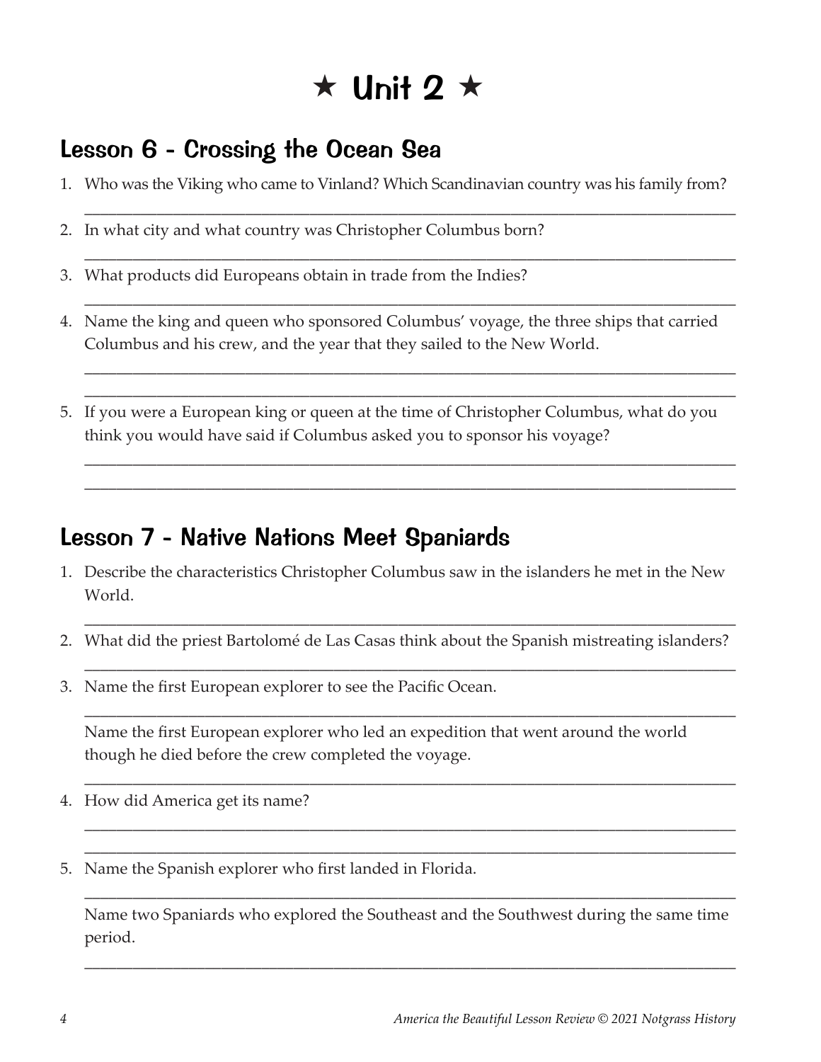# ★ Unit 2 ★

## Lesson 6 - Crossing the Ocean Sea

1. Who was the Viking who came to Vinland? Which Scandinavian country was his family from?

   ___________________________________________________________________________

2. In what city and what country was Christopher Columbus born?

   ___________________________________________________________________________

3. What products did Europeans obtain in trade from the Indies?

   ___________________________________________________________________________

4. Name the king and queen who sponsored Columbus' voyage, the three ships that carried Columbus and his crew, and the year that they sailed to the New World.

   ___________________________________________________________________________

   ___________________________________________________________________________

5. If you were a European king or queen at the time of Christopher Columbus, what do you think you would have said if Columbus asked you to sponsor his voyage?

   ___________________________________________________________________________

   ___________________________________________________________________________

## Lesson 7 - Native Nations Meet Spaniards

1. Describe the characteristics Christopher Columbus saw in the islanders he met in the New World.

   ___________________________________________________________________________

2. What did the priest Bartolomé de Las Casas think about the Spanish mistreating islanders?

   ___________________________________________________________________________

3. Name the first European explorer to see the Pacific Ocean.

   ___________________________________________________________________________

   Name the first European explorer who led an expedition that went around the world though he died before the crew completed the voyage.

   ___________________________________________________________________________

4. How did America get its name?

   ___________________________________________________________________________

   ___________________________________________________________________________

5. Name the Spanish explorer who first landed in Florida.

   ___________________________________________________________________________

   Name two Spaniards who explored the Southeast and the Southwest during the same time period.

   ___________________________________________________________________________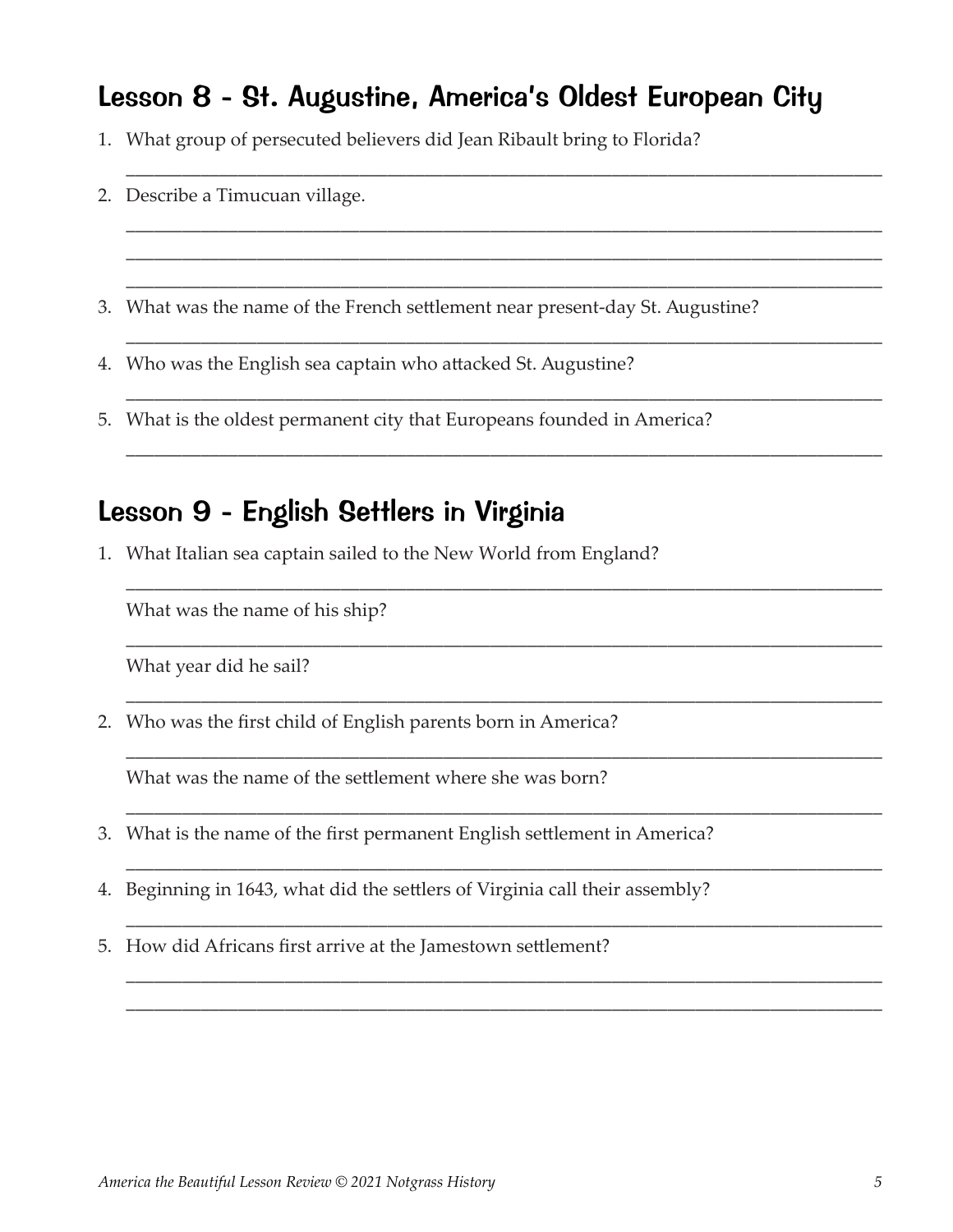## Lesson 8 - St. Augustine, America's Oldest European City

1. What group of persecuted believers did Jean Ribault bring to Florida?

   ______________________________________________________________________________

2. Describe a Timucuan village.

   ______________________________________________________________________________

   ______________________________________________________________________________

   ______________________________________________________________________________

3. What was the name of the French settlement near present-day St. Augustine?

   ______________________________________________________________________________

4. Who was the English sea captain who attacked St. Augustine?

   ______________________________________________________________________________

5. What is the oldest permanent city that Europeans founded in America?

   ______________________________________________________________________________

## Lesson 9 - English Settlers in Virginia

1. What Italian sea captain sailed to the New World from England?

   ______________________________________________________________________________

   What was the name of his ship?

   ______________________________________________________________________________

   What year did he sail?

   ______________________________________________________________________________

2. Who was the first child of English parents born in America?

   ______________________________________________________________________________

   What was the name of the settlement where she was born?

   ______________________________________________________________________________

3. What is the name of the first permanent English settlement in America?

   ______________________________________________________________________________

4. Beginning in 1643, what did the settlers of Virginia call their assembly?

   ______________________________________________________________________________

5. How did Africans first arrive at the Jamestown settlement?

   ______________________________________________________________________________

   ______________________________________________________________________________

*America the Beautiful Lesson Review © 2021 Notgrass History*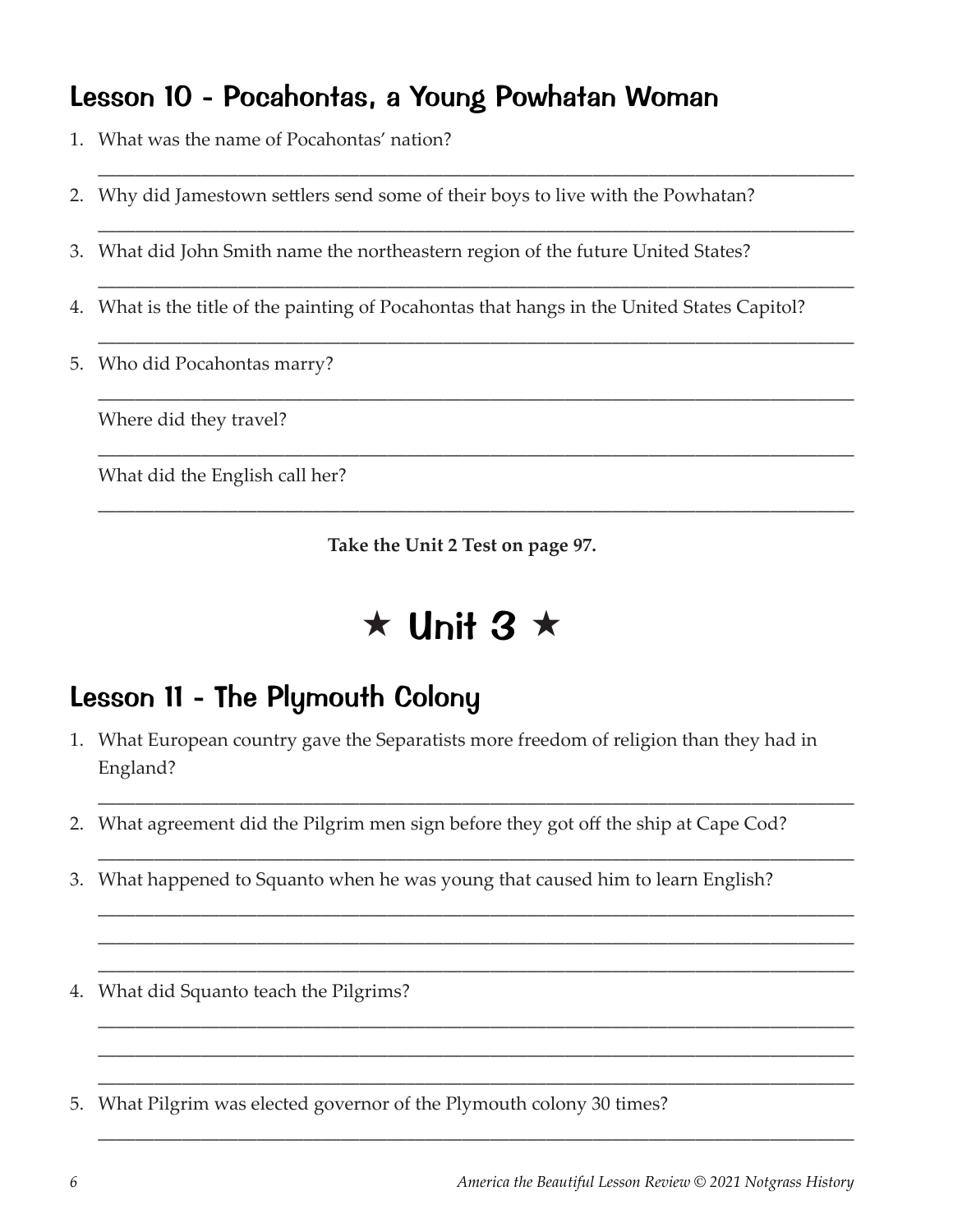## Lesson 10 - Pocahontas, a Young Powhatan Woman

1. What was the name of Pocahontas' nation?

   ______________________________________________________________

2. Why did Jamestown settlers send some of their boys to live with the Powhatan?

   ______________________________________________________________

3. What did John Smith name the northeastern region of the future United States?

   ______________________________________________________________

4. What is the title of the painting of Pocahontas that hangs in the United States Capitol?

   ______________________________________________________________

5. Who did Pocahontas marry?

   ______________________________________________________________

   Where did they travel?

   ______________________________________________________________

   What did the English call her?

   ______________________________________________________________

**Take the Unit 2 Test on page 97.**

# ★ Unit 3 ★

## Lesson 11 - The Plymouth Colony

1. What European country gave the Separatists more freedom of religion than they had in England?

   ______________________________________________________________

2. What agreement did the Pilgrim men sign before they got off the ship at Cape Cod?

   ______________________________________________________________

3. What happened to Squanto when he was young that caused him to learn English?

   ______________________________________________________________

   ______________________________________________________________

   ______________________________________________________________

4. What did Squanto teach the Pilgrims?

   ______________________________________________________________

   ______________________________________________________________

   ______________________________________________________________

5. What Pilgrim was elected governor of the Plymouth colony 30 times?

   ______________________________________________________________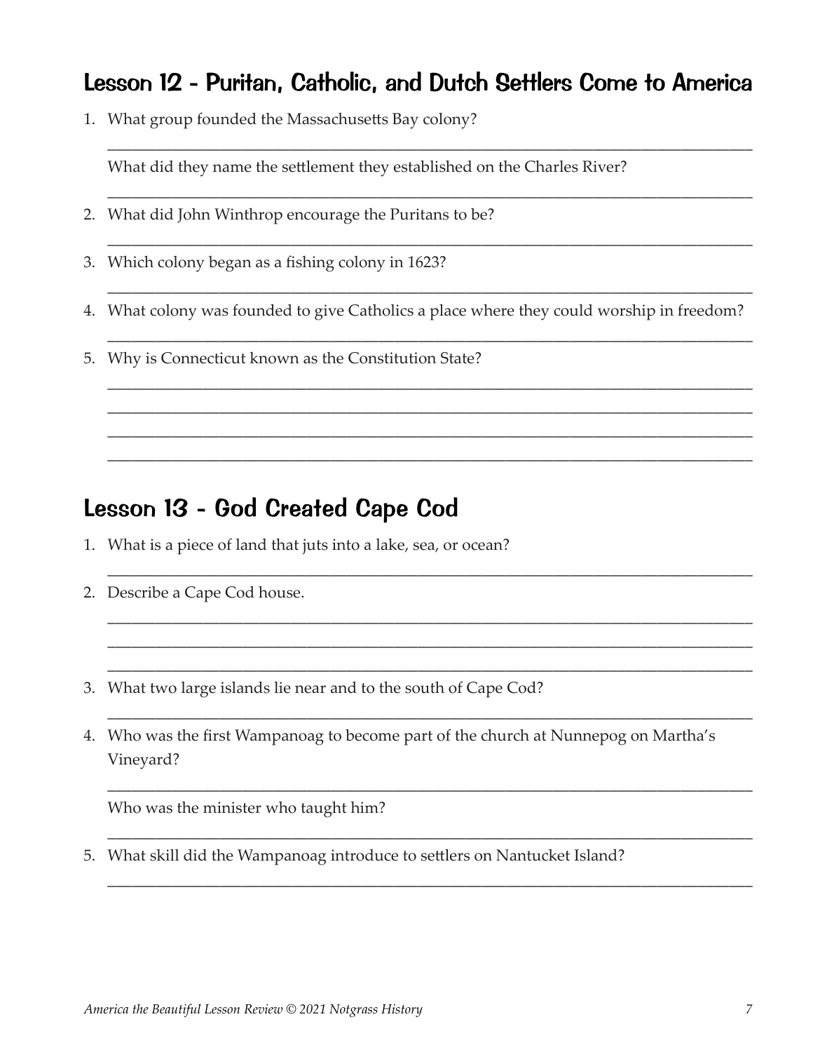## Lesson 12 - Puritan, Catholic, and Dutch Settlers Come to America

1. What group founded the Massachusetts Bay colony?

   ________________________________________________________________________________

   What did they name the settlement they established on the Charles River?

   ________________________________________________________________________________

2. What did John Winthrop encourage the Puritans to be?

   ________________________________________________________________________________

3. Which colony began as a fishing colony in 1623?

   ________________________________________________________________________________

4. What colony was founded to give Catholics a place where they could worship in freedom?

   ________________________________________________________________________________

5. Why is Connecticut known as the Constitution State?

   ________________________________________________________________________________
   ________________________________________________________________________________
   ________________________________________________________________________________
   ________________________________________________________________________________

## Lesson 13 - God Created Cape Cod

1. What is a piece of land that juts into a lake, sea, or ocean?

   ________________________________________________________________________________

2. Describe a Cape Cod house.

   ________________________________________________________________________________
   ________________________________________________________________________________
   ________________________________________________________________________________

3. What two large islands lie near and to the south of Cape Cod?

   ________________________________________________________________________________

4. Who was the first Wampanoag to become part of the church at Nunnepog on Martha's Vineyard?

   ________________________________________________________________________________

   Who was the minister who taught him?

   ________________________________________________________________________________

5. What skill did the Wampanoag introduce to settlers on Nantucket Island?

   ________________________________________________________________________________

*America the Beautiful Lesson Review © 2021 Notgrass History*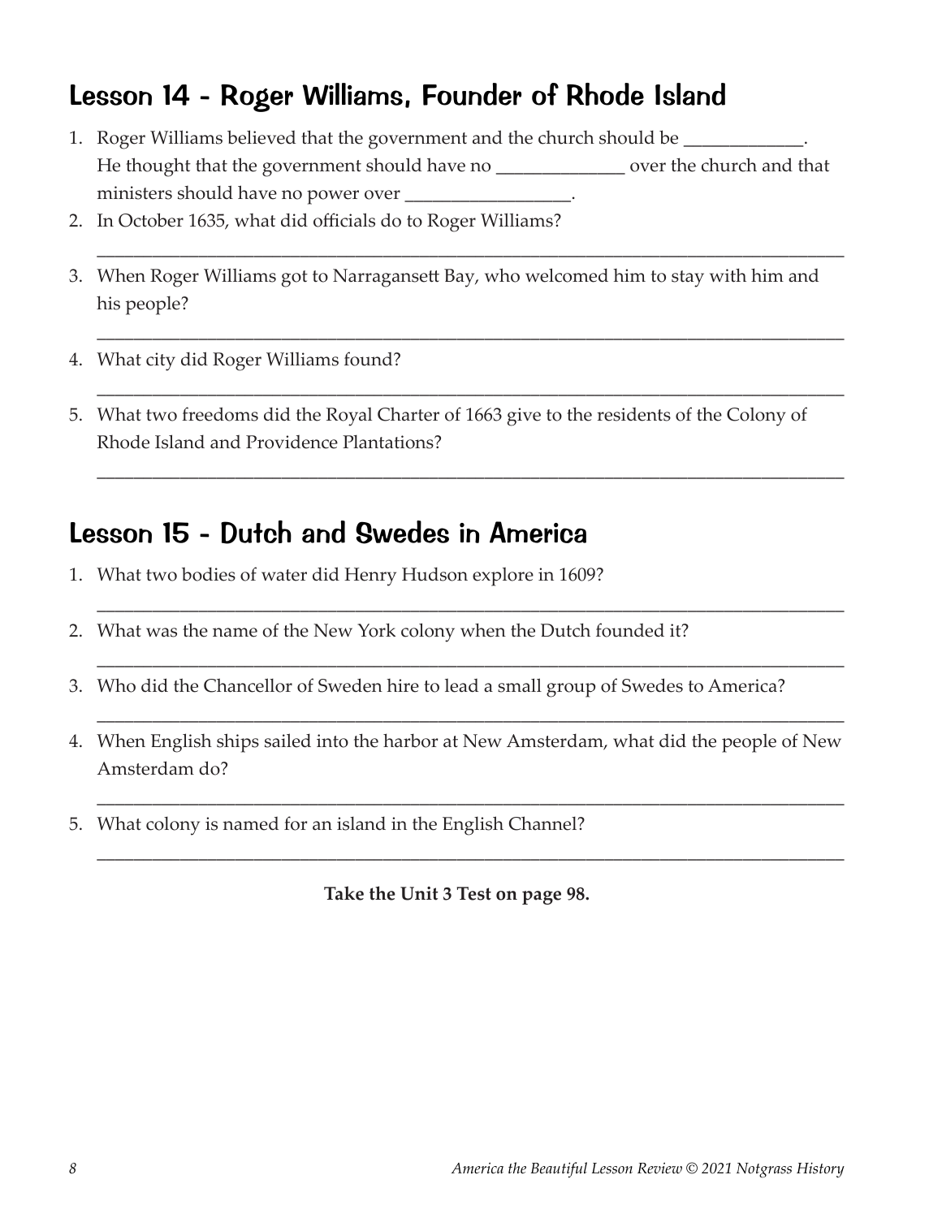## Lesson 14 - Roger Williams, Founder of Rhode Island

1. Roger Williams believed that the government and the church should be _____________. He thought that the government should have no ______________ over the church and that ministers should have no power over _________________.
2. In October 1635, what did officials do to Roger Williams?

   ________________________________________________________________________________
3. When Roger Williams got to Narragansett Bay, who welcomed him to stay with him and his people?

   ________________________________________________________________________________
4. What city did Roger Williams found?

   ________________________________________________________________________________
5. What two freedoms did the Royal Charter of 1663 give to the residents of the Colony of Rhode Island and Providence Plantations?

   ________________________________________________________________________________

## Lesson 15 - Dutch and Swedes in America

1. What two bodies of water did Henry Hudson explore in 1609?

   ________________________________________________________________________________
2. What was the name of the New York colony when the Dutch founded it?

   ________________________________________________________________________________
3. Who did the Chancellor of Sweden hire to lead a small group of Swedes to America?

   ________________________________________________________________________________
4. When English ships sailed into the harbor at New Amsterdam, what did the people of New Amsterdam do?

   ________________________________________________________________________________
5. What colony is named for an island in the English Channel?

   ________________________________________________________________________________

**Take the Unit 3 Test on page 98.**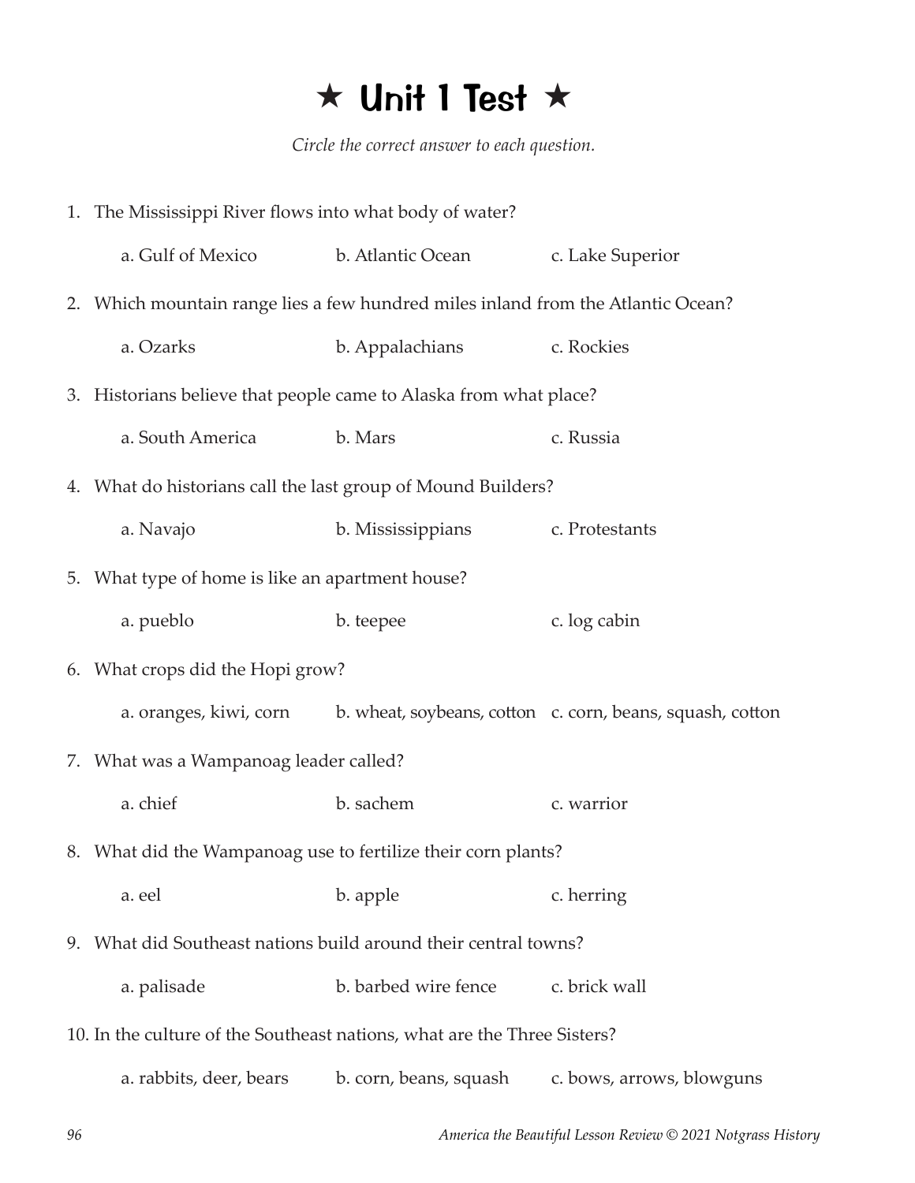# ★ Unit 1 Test ★

*Circle the correct answer to each question.*

1. The Mississippi River flows into what body of water?

   a. Gulf of Mexico  b. Atlantic Ocean  c. Lake Superior

2. Which mountain range lies a few hundred miles inland from the Atlantic Ocean?

   a. Ozarks  b. Appalachians  c. Rockies

3. Historians believe that people came to Alaska from what place?

   a. South America  b. Mars  c. Russia

4. What do historians call the last group of Mound Builders?

   a. Navajo  b. Mississippians  c. Protestants

5. What type of home is like an apartment house?

   a. pueblo  b. teepee  c. log cabin

6. What crops did the Hopi grow?

   a. oranges, kiwi, corn  b. wheat, soybeans, cotton  c. corn, beans, squash, cotton

7. What was a Wampanoag leader called?

   a. chief  b. sachem  c. warrior

8. What did the Wampanoag use to fertilize their corn plants?

   a. eel  b. apple  c. herring

9. What did Southeast nations build around their central towns?

   a. palisade  b. barbed wire fence  c. brick wall

10. In the culture of the Southeast nations, what are the Three Sisters?

    a. rabbits, deer, bears  b. corn, beans, squash  c. bows, arrows, blowguns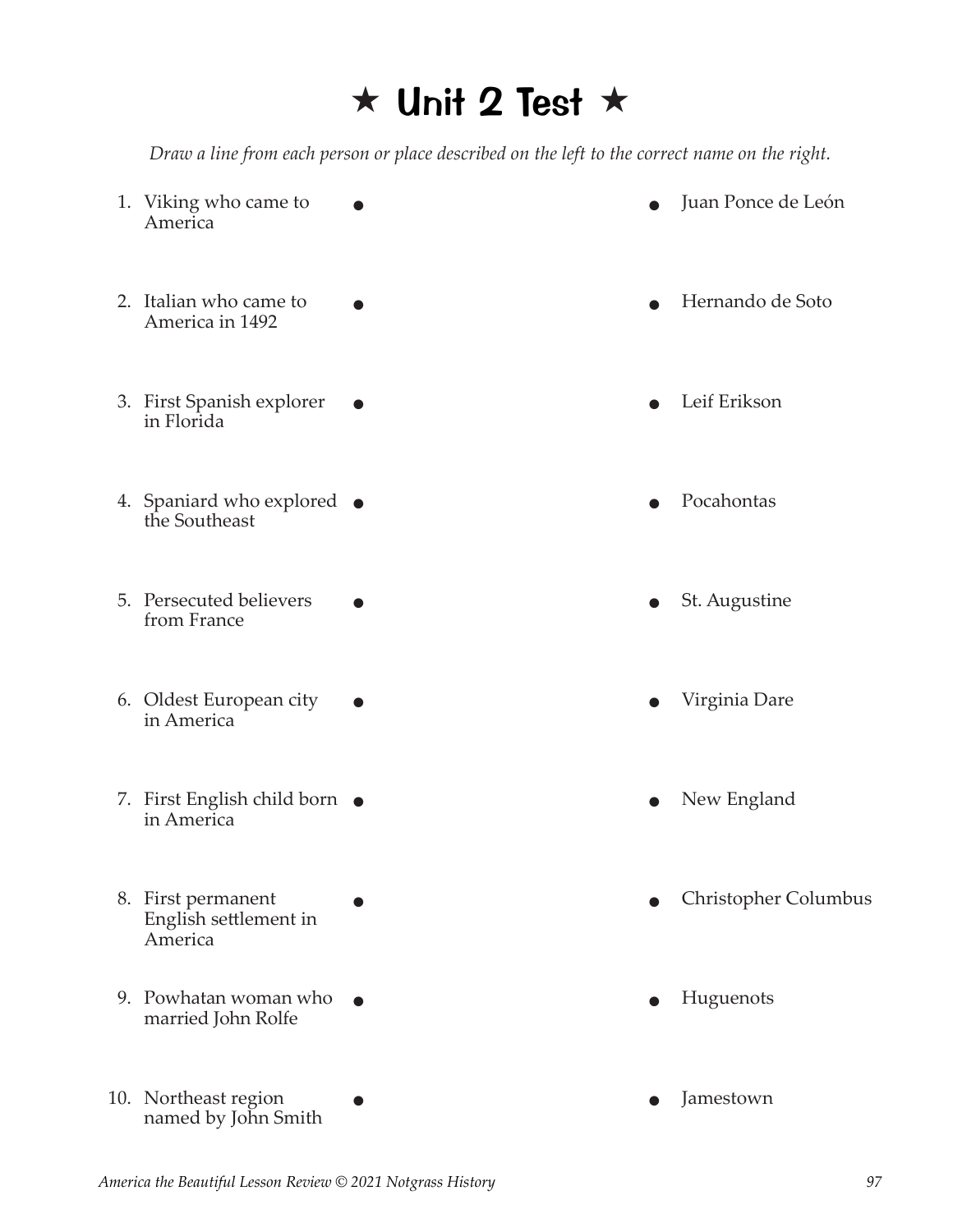# ★ Unit 2 Test ★

*Draw a line from each person or place described on the left to the correct name on the right.*

| | |
|---|---|
| 1. Viking who came to America | Juan Ponce de León |
| 2. Italian who came to America in 1492 | Hernando de Soto |
| 3. First Spanish explorer in Florida | Leif Erikson |
| 4. Spaniard who explored the Southeast | Pocahontas |
| 5. Persecuted believers from France | St. Augustine |
| 6. Oldest European city in America | Virginia Dare |
| 7. First English child born in America | New England |
| 8. First permanent English settlement in America | Christopher Columbus |
| 9. Powhatan woman who married John Rolfe | Huguenots |
| 10. Northeast region named by John Smith | Jamestown |

*America the Beautiful Lesson Review © 2021 Notgrass History*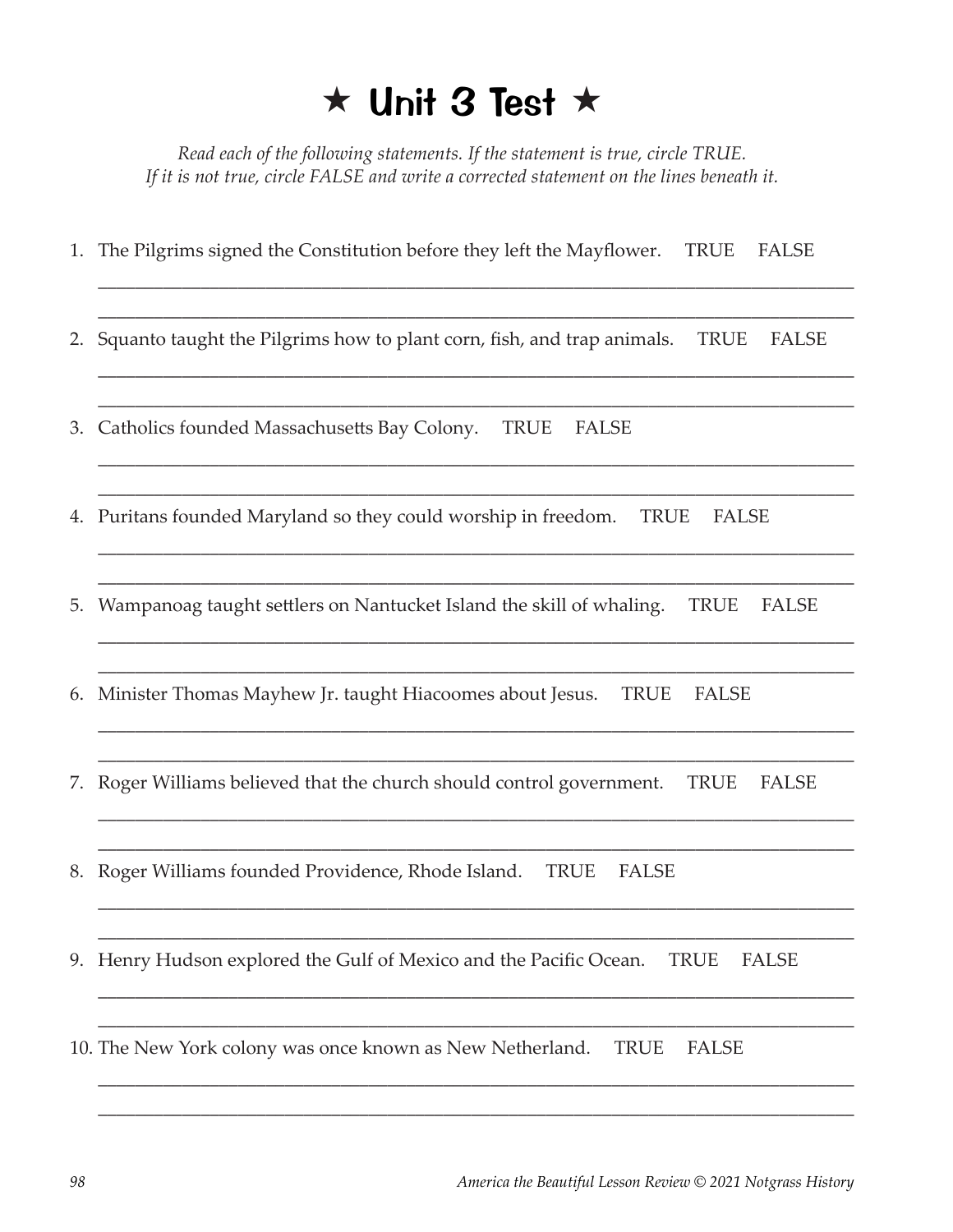# ★ Unit 3 Test ★

*Read each of the following statements. If the statement is true, circle TRUE. If it is not true, circle FALSE and write a corrected statement on the lines beneath it.*

1. The Pilgrims signed the Constitution before they left the Mayflower. TRUE FALSE

\_\_\_\_\_\_\_\_\_\_\_\_\_\_\_\_\_\_\_\_\_\_\_\_\_\_\_\_\_\_\_\_\_\_\_\_\_\_\_\_\_\_\_\_\_\_\_\_\_\_\_\_\_\_\_\_\_\_\_\_\_\_\_\_\_\_\_\_\_\_\_\_\_\_\_\_\_\_

\_\_\_\_\_\_\_\_\_\_\_\_\_\_\_\_\_\_\_\_\_\_\_\_\_\_\_\_\_\_\_\_\_\_\_\_\_\_\_\_\_\_\_\_\_\_\_\_\_\_\_\_\_\_\_\_\_\_\_\_\_\_\_\_\_\_\_\_\_\_\_\_\_\_\_\_\_\_

2. Squanto taught the Pilgrims how to plant corn, fish, and trap animals. TRUE FALSE

\_\_\_\_\_\_\_\_\_\_\_\_\_\_\_\_\_\_\_\_\_\_\_\_\_\_\_\_\_\_\_\_\_\_\_\_\_\_\_\_\_\_\_\_\_\_\_\_\_\_\_\_\_\_\_\_\_\_\_\_\_\_\_\_\_\_\_\_\_\_\_\_\_\_\_\_\_\_

\_\_\_\_\_\_\_\_\_\_\_\_\_\_\_\_\_\_\_\_\_\_\_\_\_\_\_\_\_\_\_\_\_\_\_\_\_\_\_\_\_\_\_\_\_\_\_\_\_\_\_\_\_\_\_\_\_\_\_\_\_\_\_\_\_\_\_\_\_\_\_\_\_\_\_\_\_\_

3. Catholics founded Massachusetts Bay Colony. TRUE FALSE

\_\_\_\_\_\_\_\_\_\_\_\_\_\_\_\_\_\_\_\_\_\_\_\_\_\_\_\_\_\_\_\_\_\_\_\_\_\_\_\_\_\_\_\_\_\_\_\_\_\_\_\_\_\_\_\_\_\_\_\_\_\_\_\_\_\_\_\_\_\_\_\_\_\_\_\_\_\_

\_\_\_\_\_\_\_\_\_\_\_\_\_\_\_\_\_\_\_\_\_\_\_\_\_\_\_\_\_\_\_\_\_\_\_\_\_\_\_\_\_\_\_\_\_\_\_\_\_\_\_\_\_\_\_\_\_\_\_\_\_\_\_\_\_\_\_\_\_\_\_\_\_\_\_\_\_\_

4. Puritans founded Maryland so they could worship in freedom. TRUE FALSE

\_\_\_\_\_\_\_\_\_\_\_\_\_\_\_\_\_\_\_\_\_\_\_\_\_\_\_\_\_\_\_\_\_\_\_\_\_\_\_\_\_\_\_\_\_\_\_\_\_\_\_\_\_\_\_\_\_\_\_\_\_\_\_\_\_\_\_\_\_\_\_\_\_\_\_\_\_\_

\_\_\_\_\_\_\_\_\_\_\_\_\_\_\_\_\_\_\_\_\_\_\_\_\_\_\_\_\_\_\_\_\_\_\_\_\_\_\_\_\_\_\_\_\_\_\_\_\_\_\_\_\_\_\_\_\_\_\_\_\_\_\_\_\_\_\_\_\_\_\_\_\_\_\_\_\_\_

5. Wampanoag taught settlers on Nantucket Island the skill of whaling. TRUE FALSE

\_\_\_\_\_\_\_\_\_\_\_\_\_\_\_\_\_\_\_\_\_\_\_\_\_\_\_\_\_\_\_\_\_\_\_\_\_\_\_\_\_\_\_\_\_\_\_\_\_\_\_\_\_\_\_\_\_\_\_\_\_\_\_\_\_\_\_\_\_\_\_\_\_\_\_\_\_\_

\_\_\_\_\_\_\_\_\_\_\_\_\_\_\_\_\_\_\_\_\_\_\_\_\_\_\_\_\_\_\_\_\_\_\_\_\_\_\_\_\_\_\_\_\_\_\_\_\_\_\_\_\_\_\_\_\_\_\_\_\_\_\_\_\_\_\_\_\_\_\_\_\_\_\_\_\_\_

6. Minister Thomas Mayhew Jr. taught Hiacoomes about Jesus. TRUE FALSE

\_\_\_\_\_\_\_\_\_\_\_\_\_\_\_\_\_\_\_\_\_\_\_\_\_\_\_\_\_\_\_\_\_\_\_\_\_\_\_\_\_\_\_\_\_\_\_\_\_\_\_\_\_\_\_\_\_\_\_\_\_\_\_\_\_\_\_\_\_\_\_\_\_\_\_\_\_\_

\_\_\_\_\_\_\_\_\_\_\_\_\_\_\_\_\_\_\_\_\_\_\_\_\_\_\_\_\_\_\_\_\_\_\_\_\_\_\_\_\_\_\_\_\_\_\_\_\_\_\_\_\_\_\_\_\_\_\_\_\_\_\_\_\_\_\_\_\_\_\_\_\_\_\_\_\_\_

7. Roger Williams believed that the church should control government. TRUE FALSE

\_\_\_\_\_\_\_\_\_\_\_\_\_\_\_\_\_\_\_\_\_\_\_\_\_\_\_\_\_\_\_\_\_\_\_\_\_\_\_\_\_\_\_\_\_\_\_\_\_\_\_\_\_\_\_\_\_\_\_\_\_\_\_\_\_\_\_\_\_\_\_\_\_\_\_\_\_\_

\_\_\_\_\_\_\_\_\_\_\_\_\_\_\_\_\_\_\_\_\_\_\_\_\_\_\_\_\_\_\_\_\_\_\_\_\_\_\_\_\_\_\_\_\_\_\_\_\_\_\_\_\_\_\_\_\_\_\_\_\_\_\_\_\_\_\_\_\_\_\_\_\_\_\_\_\_\_

8. Roger Williams founded Providence, Rhode Island. TRUE FALSE

\_\_\_\_\_\_\_\_\_\_\_\_\_\_\_\_\_\_\_\_\_\_\_\_\_\_\_\_\_\_\_\_\_\_\_\_\_\_\_\_\_\_\_\_\_\_\_\_\_\_\_\_\_\_\_\_\_\_\_\_\_\_\_\_\_\_\_\_\_\_\_\_\_\_\_\_\_\_

\_\_\_\_\_\_\_\_\_\_\_\_\_\_\_\_\_\_\_\_\_\_\_\_\_\_\_\_\_\_\_\_\_\_\_\_\_\_\_\_\_\_\_\_\_\_\_\_\_\_\_\_\_\_\_\_\_\_\_\_\_\_\_\_\_\_\_\_\_\_\_\_\_\_\_\_\_\_

9. Henry Hudson explored the Gulf of Mexico and the Pacific Ocean. TRUE FALSE

\_\_\_\_\_\_\_\_\_\_\_\_\_\_\_\_\_\_\_\_\_\_\_\_\_\_\_\_\_\_\_\_\_\_\_\_\_\_\_\_\_\_\_\_\_\_\_\_\_\_\_\_\_\_\_\_\_\_\_\_\_\_\_\_\_\_\_\_\_\_\_\_\_\_\_\_\_\_

\_\_\_\_\_\_\_\_\_\_\_\_\_\_\_\_\_\_\_\_\_\_\_\_\_\_\_\_\_\_\_\_\_\_\_\_\_\_\_\_\_\_\_\_\_\_\_\_\_\_\_\_\_\_\_\_\_\_\_\_\_\_\_\_\_\_\_\_\_\_\_\_\_\_\_\_\_\_

10. The New York colony was once known as New Netherland. TRUE FALSE

\_\_\_\_\_\_\_\_\_\_\_\_\_\_\_\_\_\_\_\_\_\_\_\_\_\_\_\_\_\_\_\_\_\_\_\_\_\_\_\_\_\_\_\_\_\_\_\_\_\_\_\_\_\_\_\_\_\_\_\_\_\_\_\_\_\_\_\_\_\_\_\_\_\_\_\_\_\_

\_\_\_\_\_\_\_\_\_\_\_\_\_\_\_\_\_\_\_\_\_\_\_\_\_\_\_\_\_\_\_\_\_\_\_\_\_\_\_\_\_\_\_\_\_\_\_\_\_\_\_\_\_\_\_\_\_\_\_\_\_\_\_\_\_\_\_\_\_\_\_\_\_\_\_\_\_\_